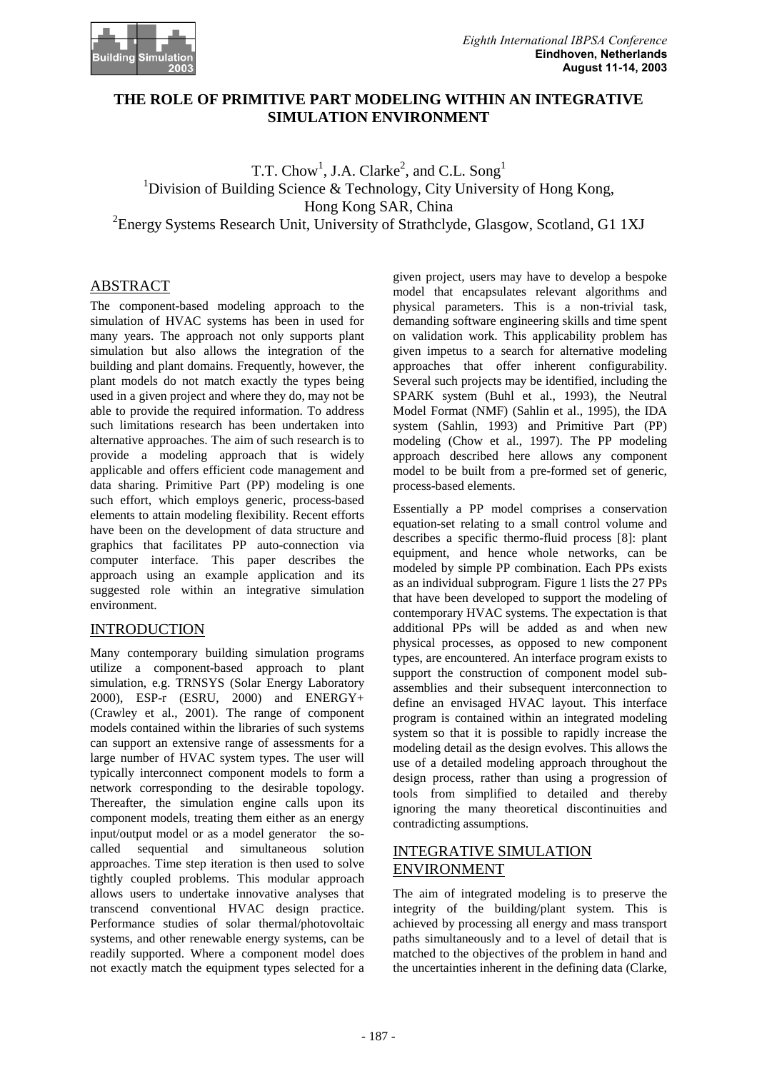# THE ROLE OF PRIMITIVE PART MODELING WITHIN AN INTEGRATIVE SIMULATION ENVIRONMENT

T.T. Chow[1], J.A. Clarke[2], and C.L. Song[1]

[1]Division of Building Science & Technology, City University of Hong Kong, Hong Kong SAR, China

[2]Energy Systems Research Unit, University of Strathclyde, Glasgow, Scotland, G1 1XJ

## ABSTRACT

The component-based modeling approach to the simulation of HVAC systems has been in used for many years. The approach not only supports plant simulation but also allows the integration of the building and plant domains. Frequently, however, the plant models do not match exactly the types being used in a given project and where they do, may not be able to provide the required information. To address such limitations research has been undertaken into alternative approaches. The aim of such research is to provide a modeling approach that is widely applicable and offers efficient code management and data sharing. Primitive Part (PP) modeling is one such effort, which employs generic, process-based elements to attain modeling flexibility. Recent efforts have been on the development of data structure and graphics that facilitates PP auto-connection via computer interface. This paper describes the approach using an example application and its suggested role within an integrative simulation environment.

## INTRODUCTION

Many contemporary building simulation programs utilize a component-based approach to plant simulation, e.g. TRNSYS (Solar Energy Laboratory 2000), ESP-r (ESRU, 2000) and ENERGY+ (Crawley et al., 2001). The range of component models contained within the libraries of such systems can support an extensive range of assessments for a large number of HVAC system types. The user will typically interconnect component models to form a network corresponding to the desirable topology. Thereafter, the simulation engine calls upon its component models, treating them either as an energy input/output model or as a model generator the so-called sequential and simultaneous solution approaches. Time step iteration is then used to solve tightly coupled problems. This modular approach allows users to undertake innovative analyses that transcend conventional HVAC design practice. Performance studies of solar thermal/photovoltaic systems, and other renewable energy systems, can be readily supported. Where a component model does not exactly match the equipment types selected for a given project, users may have to develop a bespoke model that encapsulates relevant algorithms and physical parameters. This is a non-trivial task, demanding software engineering skills and time spent on validation work. This applicability problem has given impetus to a search for alternative modeling approaches that offer inherent configurability. Several such projects may be identified, including the SPARK system (Buhl et al., 1993), the Neutral Model Format (NMF) (Sahlin et al., 1995), the IDA system (Sahlin, 1993) and Primitive Part (PP) modeling (Chow et al., 1997). The PP modeling approach described here allows any component model to be built from a pre-formed set of generic, process-based elements.

Essentially a PP model comprises a conservation equation-set relating to a small control volume and describes a specific thermo-fluid process [8]: plant equipment, and hence whole networks, can be modeled by simple PP combination. Each PPs exists as an individual subprogram. Figure 1 lists the 27 PPs that have been developed to support the modeling of contemporary HVAC systems. The expectation is that additional PPs will be added as and when new physical processes, as opposed to new component types, are encountered. An interface program exists to support the construction of component model sub-assemblies and their subsequent interconnection to define an envisaged HVAC layout. This interface program is contained within an integrated modeling system so that it is possible to rapidly increase the modeling detail as the design evolves. This allows the use of a detailed modeling approach throughout the design process, rather than using a progression of tools from simplified to detailed and thereby ignoring the many theoretical discontinuities and contradicting assumptions.

## INTEGRATIVE SIMULATION ENVIRONMENT

The aim of integrated modeling is to preserve the integrity of the building/plant system. This is achieved by processing all energy and mass transport paths simultaneously and to a level of detail that is matched to the objectives of the problem in hand and the uncertainties inherent in the defining data (Clarke,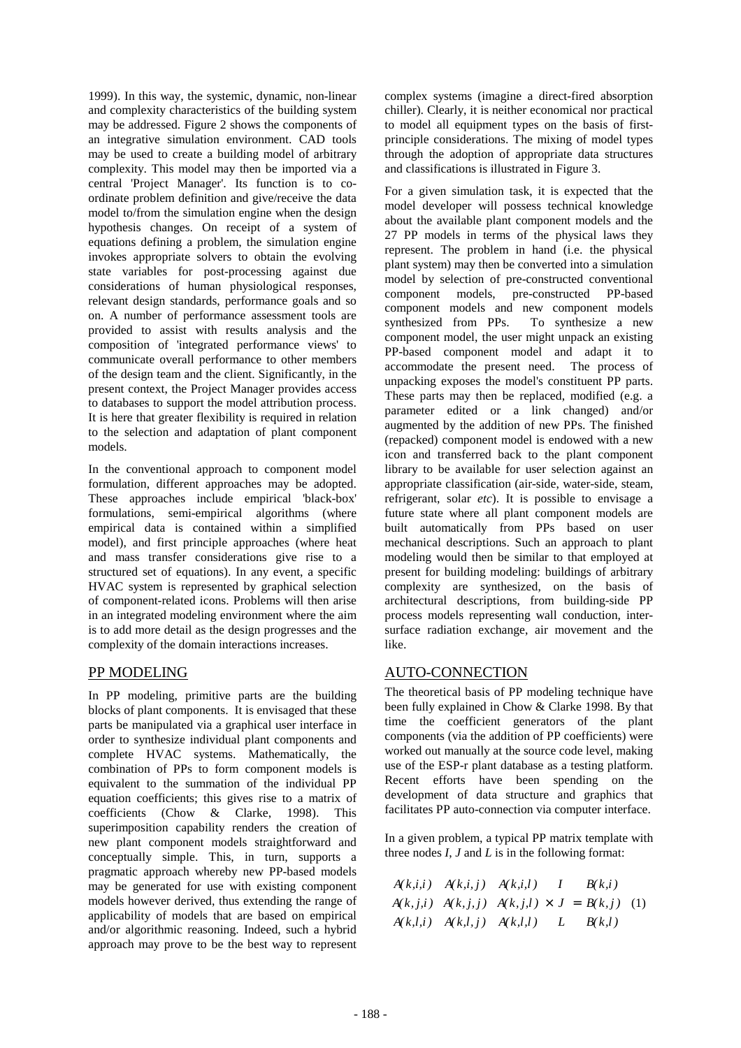1999). In this way, the systemic, dynamic, non-linear and complexity characteristics of the building system may be addressed. Figure 2 shows the components of an integrative simulation environment. CAD tools may be used to create a building model of arbitrary complexity. This model may then be imported via a central 'Project Manager'. Its function is to co-ordinate problem definition and give/receive the data model to/from the simulation engine when the design hypothesis changes. On receipt of a system of equations defining a problem, the simulation engine invokes appropriate solvers to obtain the evolving state variables for post-processing against due considerations of human physiological responses, relevant design standards, performance goals and so on. A number of performance assessment tools are provided to assist with results analysis and the composition of 'integrated performance views' to communicate overall performance to other members of the design team and the client. Significantly, in the present context, the Project Manager provides access to databases to support the model attribution process. It is here that greater flexibility is required in relation to the selection and adaptation of plant component models.

In the conventional approach to component model formulation, different approaches may be adopted. These approaches include empirical 'black-box' formulations, semi-empirical algorithms (where empirical data is contained within a simplified model), and first principle approaches (where heat and mass transfer considerations give rise to a structured set of equations). In any event, a specific HVAC system is represented by graphical selection of component-related icons. Problems will then arise in an integrated modeling environment where the aim is to add more detail as the design progresses and the complexity of the domain interactions increases.

## PP MODELING

In PP modeling, primitive parts are the building blocks of plant components. It is envisaged that these parts be manipulated via a graphical user interface in order to synthesize individual plant components and complete HVAC systems. Mathematically, the combination of PPs to form component models is equivalent to the summation of the individual PP equation coefficients; this gives rise to a matrix of coefficients (Chow & Clarke, 1998). This superimposition capability renders the creation of new plant component models straightforward and conceptually simple. This, in turn, supports a pragmatic approach whereby new PP-based models may be generated for use with existing component models however derived, thus extending the range of applicability of models that are based on empirical and/or algorithmic reasoning. Indeed, such a hybrid approach may prove to be the best way to represent complex systems (imagine a direct-fired absorption chiller). Clearly, it is neither economical nor practical to model all equipment types on the basis of first-principle considerations. The mixing of model types through the adoption of appropriate data structures and classifications is illustrated in Figure 3.

For a given simulation task, it is expected that the model developer will possess technical knowledge about the available plant component models and the 27 PP models in terms of the physical laws they represent. The problem in hand (i.e. the physical plant system) may then be converted into a simulation model by selection of pre-constructed conventional component models, pre-constructed PP-based component models and new component models synthesized from PPs. To synthesize a new component model, the user might unpack an existing PP-based component model and adapt it to accommodate the present need. The process of unpacking exposes the model's constituent PP parts. These parts may then be replaced, modified (e.g. a parameter edited or a link changed) and/or augmented by the addition of new PPs. The finished (repacked) component model is endowed with a new icon and transferred back to the plant component library to be available for user selection against an appropriate classification (air-side, water-side, steam, refrigerant, solar *etc*). It is possible to envisage a future state where all plant component models are built automatically from PPs based on user mechanical descriptions. Such an approach to plant modeling would then be similar to that employed at present for building modeling: buildings of arbitrary complexity are synthesized, on the basis of architectural descriptions, from building-side PP process models representing wall conduction, inter-surface radiation exchange, air movement and the like.

## AUTO-CONNECTION

The theoretical basis of PP modeling technique have been fully explained in Chow & Clarke 1998. By that time the coefficient generators of the plant components (via the addition of PP coefficients) were worked out manually at the source code level, making use of the ESP-r plant database as a testing platform. Recent efforts have been spending on the development of data structure and graphics that facilitates PP auto-connection via computer interface.

In a given problem, a typical PP matrix template with three nodes $I$, $J$ and $L$ is in the following format:

$$\begin{matrix} A(k,i,i) & A(k,i,j) & A(k,i,l) \\ A(k,j,i) & A(k,j,j) & A(k,j,l) \\ A(k,l,i) & A(k,l,j) & A(k,l,l) \end{matrix} \times \begin{matrix} I \\ J \\ L \end{matrix} = \begin{matrix} B(k,i) \\ B(k,j) \\ B(k,l) \end{matrix} \quad (1)$$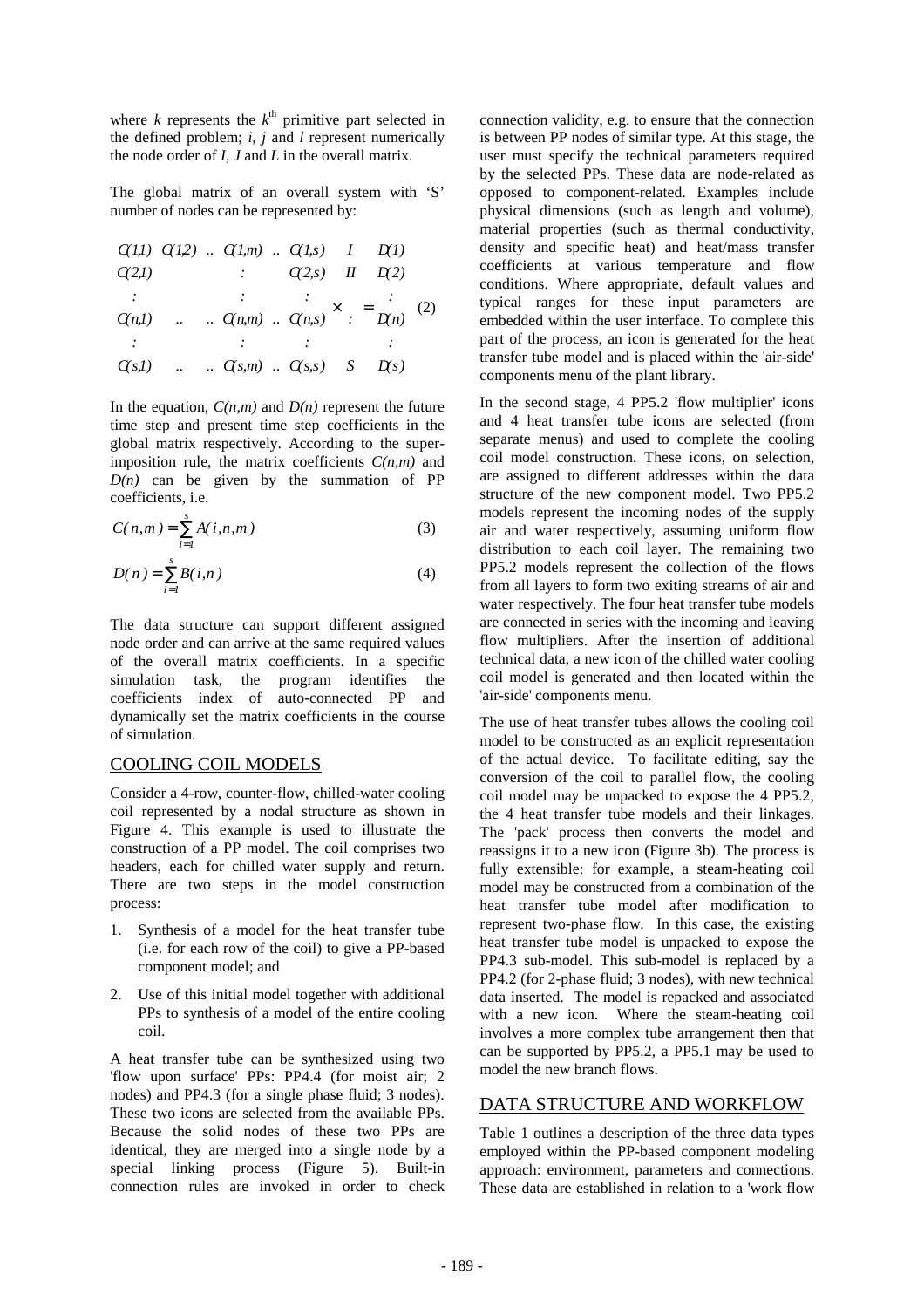where $k$ represents the $k^{th}$ primitive part selected in the defined problem; $i$, $j$ and $l$ represent numerically the node order of $I$, $J$ and $L$ in the overall matrix.

The global matrix of an overall system with 'S' number of nodes can be represented by:

$$\begin{bmatrix} C(1,1) & C(1,2) & .. & C(1,m) & .. & C(1,s) \\ C(2,1) & & & : & & C(2,s) \\ : & & & : & & : \\ C(n,1) & .. & .. & C(n,m) & .. & C(n,s) \\ : & & & : & & : \\ C(s,1) & .. & .. & C(s,m) & .. & C(s,s) \end{bmatrix} \times \begin{bmatrix} I \\ II \\ \\ : \\ \\ S \end{bmatrix} = \begin{bmatrix} D(1) \\ D(2) \\ : \\ D(n) \\ : \\ D(s) \end{bmatrix} \quad (2)$$

In the equation, $C(n,m)$ and $D(n)$ represent the future time step and present time step coefficients in the global matrix respectively. According to the superimposition rule, the matrix coefficients $C(n,m)$ and $D(n)$ can be given by the summation of PP coefficients, i.e.

$$C(n,m) = \sum_{i=1}^{s} A(i,n,m) \quad (3)$$

$$D(n) = \sum_{i=1}^{s} B(i,n) \quad (4)$$

The data structure can support different assigned node order and can arrive at the same required values of the overall matrix coefficients. In a specific simulation task, the program identifies the coefficients index of auto-connected PP and dynamically set the matrix coefficients in the course of simulation.

## COOLING COIL MODELS

Consider a 4-row, counter-flow, chilled-water cooling coil represented by a nodal structure as shown in Figure 4. This example is used to illustrate the construction of a PP model. The coil comprises two headers, each for chilled water supply and return. There are two steps in the model construction process:

1. Synthesis of a model for the heat transfer tube (i.e. for each row of the coil) to give a PP-based component model; and
2. Use of this initial model together with additional PPs to synthesis of a model of the entire cooling coil.

A heat transfer tube can be synthesized using two 'flow upon surface' PPs: PP4.4 (for moist air; 2 nodes) and PP4.3 (for a single phase fluid; 3 nodes). These two icons are selected from the available PPs. Because the solid nodes of these two PPs are identical, they are merged into a single node by a special linking process (Figure 5). Built-in connection rules are invoked in order to check connection validity, e.g. to ensure that the connection is between PP nodes of similar type. At this stage, the user must specify the technical parameters required by the selected PPs. These data are node-related as opposed to component-related. Examples include physical dimensions (such as length and volume), material properties (such as thermal conductivity, density and specific heat) and heat/mass transfer coefficients at various temperature and flow conditions. Where appropriate, default values and typical ranges for these input parameters are embedded within the user interface. To complete this part of the process, an icon is generated for the heat transfer tube model and is placed within the 'air-side' components menu of the plant library.

In the second stage, 4 PP5.2 'flow multiplier' icons and 4 heat transfer tube icons are selected (from separate menus) and used to complete the cooling coil model construction. These icons, on selection, are assigned to different addresses within the data structure of the new component model. Two PP5.2 models represent the incoming nodes of the supply air and water respectively, assuming uniform flow distribution to each coil layer. The remaining two PP5.2 models represent the collection of the flows from all layers to form two exiting streams of air and water respectively. The four heat transfer tube models are connected in series with the incoming and leaving flow multipliers. After the insertion of additional technical data, a new icon of the chilled water cooling coil model is generated and then located within the 'air-side' components menu.

The use of heat transfer tubes allows the cooling coil model to be constructed as an explicit representation of the actual device. To facilitate editing, say the conversion of the coil to parallel flow, the cooling coil model may be unpacked to expose the 4 PP5.2, the 4 heat transfer tube models and their linkages. The 'pack' process then converts the model and reassigns it to a new icon (Figure 3b). The process is fully extensible: for example, a steam-heating coil model may be constructed from a combination of the heat transfer tube model after modification to represent two-phase flow. In this case, the existing heat transfer tube model is unpacked to expose the PP4.3 sub-model. This sub-model is replaced by a PP4.2 (for 2-phase fluid; 3 nodes), with new technical data inserted. The model is repacked and associated with a new icon. Where the steam-heating coil involves a more complex tube arrangement then that can be supported by PP5.2, a PP5.1 may be used to model the new branch flows.

## DATA STRUCTURE AND WORKFLOW

Table 1 outlines a description of the three data types employed within the PP-based component modeling approach: environment, parameters and connections. These data are established in relation to a 'work flow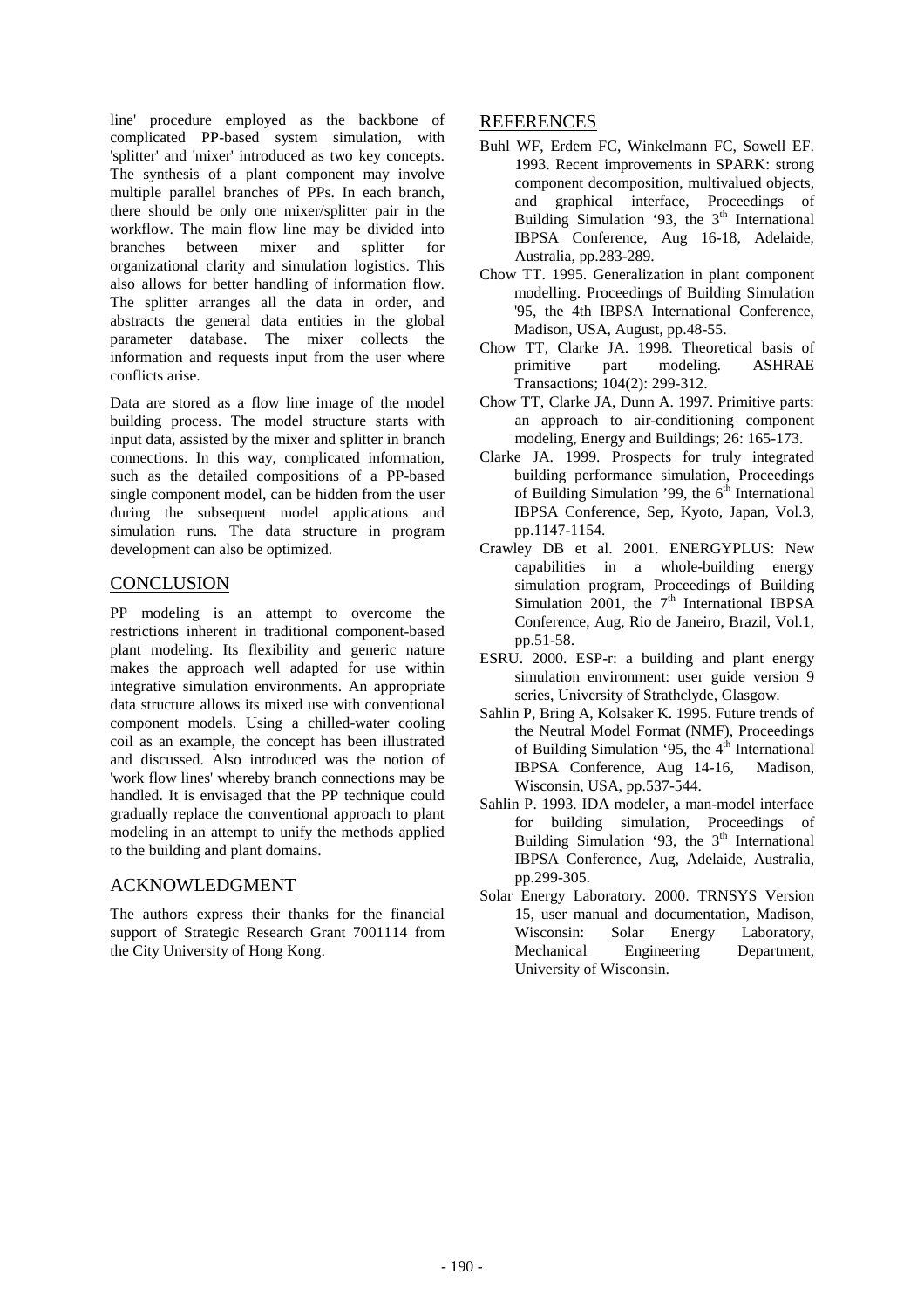line' procedure employed as the backbone of complicated PP-based system simulation, with 'splitter' and 'mixer' introduced as two key concepts. The synthesis of a plant component may involve multiple parallel branches of PPs. In each branch, there should be only one mixer/splitter pair in the workflow. The main flow line may be divided into branches between mixer and splitter for organizational clarity and simulation logistics. This also allows for better handling of information flow. The splitter arranges all the data in order, and abstracts the general data entities in the global parameter database. The mixer collects the information and requests input from the user where conflicts arise.

Data are stored as a flow line image of the model building process. The model structure starts with input data, assisted by the mixer and splitter in branch connections. In this way, complicated information, such as the detailed compositions of a PP-based single component model, can be hidden from the user during the subsequent model applications and simulation runs. The data structure in program development can also be optimized.

## CONCLUSION

PP modeling is an attempt to overcome the restrictions inherent in traditional component-based plant modeling. Its flexibility and generic nature makes the approach well adapted for use within integrative simulation environments. An appropriate data structure allows its mixed use with conventional component models. Using a chilled-water cooling coil as an example, the concept has been illustrated and discussed. Also introduced was the notion of 'work flow lines' whereby branch connections may be handled. It is envisaged that the PP technique could gradually replace the conventional approach to plant modeling in an attempt to unify the methods applied to the building and plant domains.

## ACKNOWLEDGMENT

The authors express their thanks for the financial support of Strategic Research Grant 7001114 from the City University of Hong Kong.

## REFERENCES

Buhl WF, Erdem FC, Winkelmann FC, Sowell EF. 1993. Recent improvements in SPARK: strong component decomposition, multivalued objects, and graphical interface, Proceedings of Building Simulation '93, the 3rd International IBPSA Conference, Aug 16-18, Adelaide, Australia, pp.283-289.

Chow TT. 1995. Generalization in plant component modelling. Proceedings of Building Simulation '95, the 4th IBPSA International Conference, Madison, USA, August, pp.48-55.

Chow TT, Clarke JA. 1998. Theoretical basis of primitive part modeling. ASHRAE Transactions; 104(2): 299-312.

Chow TT, Clarke JA, Dunn A. 1997. Primitive parts: an approach to air-conditioning component modeling, Energy and Buildings; 26: 165-173.

Clarke JA. 1999. Prospects for truly integrated building performance simulation, Proceedings of Building Simulation '99, the 6th International IBPSA Conference, Sep, Kyoto, Japan, Vol.3, pp.1147-1154.

Crawley DB et al. 2001. ENERGYPLUS: New capabilities in a whole-building energy simulation program, Proceedings of Building Simulation 2001, the 7th International IBPSA Conference, Aug, Rio de Janeiro, Brazil, Vol.1, pp.51-58.

ESRU. 2000. ESP-r: a building and plant energy simulation environment: user guide version 9 series, University of Strathclyde, Glasgow.

Sahlin P, Bring A, Kolsaker K. 1995. Future trends of the Neutral Model Format (NMF), Proceedings of Building Simulation '95, the 4th International IBPSA Conference, Aug 14-16, Madison, Wisconsin, USA, pp.537-544.

Sahlin P. 1993. IDA modeler, a man-model interface for building simulation, Proceedings of Building Simulation '93, the 3rd International IBPSA Conference, Aug, Adelaide, Australia, pp.299-305.

Solar Energy Laboratory. 2000. TRNSYS Version 15, user manual and documentation, Madison, Wisconsin: Solar Energy Laboratory, Mechanical Engineering Department, University of Wisconsin.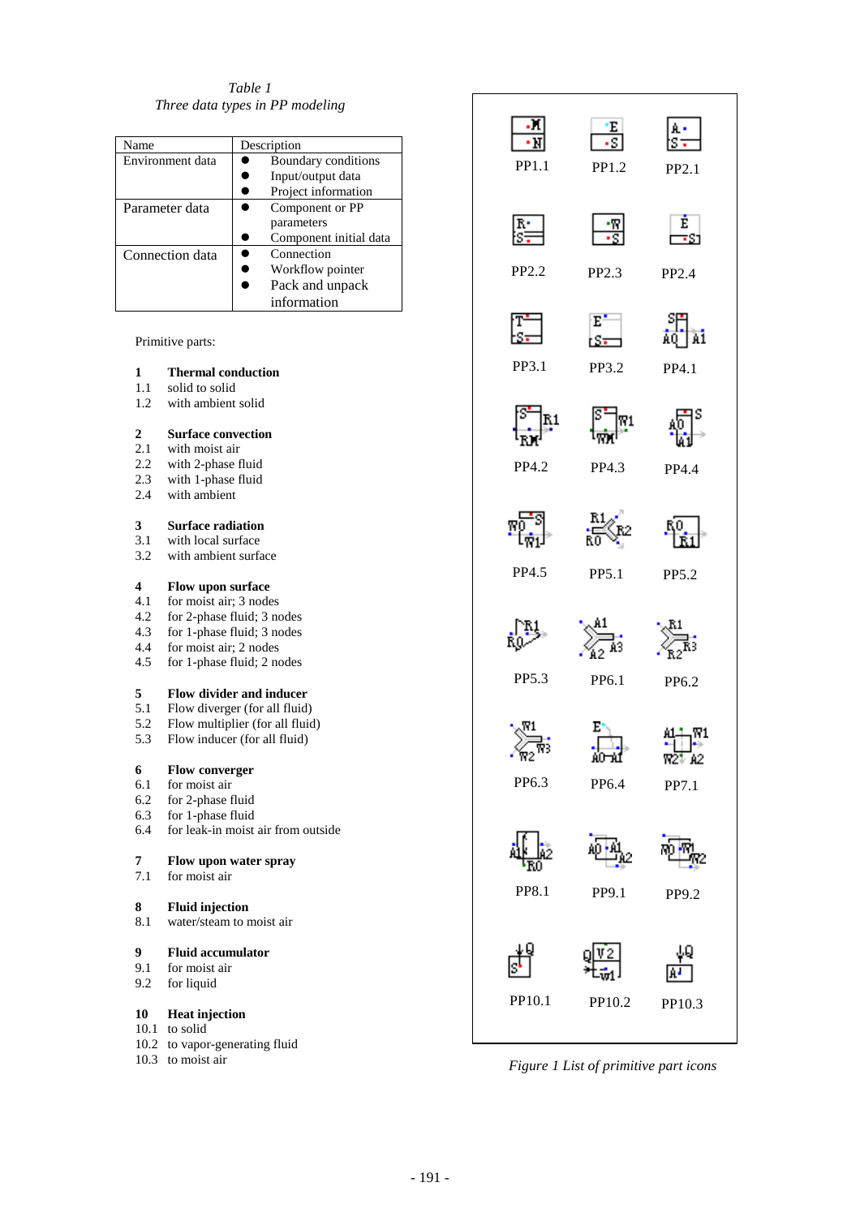*Table 1*
*Three data types in PP modeling*

| Name | Description |
|---|---|
| Environment data | ● Boundary conditions<br>● Input/output data<br>● Project information |
| Parameter data | ● Component or PP parameters<br>● Component initial data |
| Connection data | ● Connection<br>● Workflow pointer<br>● Pack and unpack information |

Primitive parts:

**1 Thermal conduction**
1.1 solid to solid
1.2 with ambient solid

**2 Surface convection**
2.1 with moist air
2.2 with 2-phase fluid
2.3 with 1-phase fluid
2.4 with ambient

**3 Surface radiation**
3.1 with local surface
3.2 with ambient surface

**4 Flow upon surface**
4.1 for moist air; 3 nodes
4.2 for 2-phase fluid; 3 nodes
4.3 for 1-phase fluid; 3 nodes
4.4 for moist air; 2 nodes
4.5 for 1-phase fluid; 2 nodes

**5 Flow divider and inducer**
5.1 Flow diverger (for all fluid)
5.2 Flow multiplier (for all fluid)
5.3 Flow inducer (for all fluid)

**6 Flow converger**
6.1 for moist air
6.2 for 2-phase fluid
6.3 for 1-phase fluid
6.4 for leak-in moist air from outside

**7 Flow upon water spray**
7.1 for moist air

**8 Fluid injection**
8.1 water/steam to moist air

**9 Fluid accumulator**
9.1 for moist air
9.2 for liquid

**10 Heat injection**
10.1 to solid
10.2 to vapor-generating fluid
10.3 to moist air

PP1.1 PP1.2 PP2.1
PP2.2 PP2.3 PP2.4
PP3.1 PP3.2 PP4.1
PP4.2 PP4.3 PP4.4
PP4.5 PP5.1 PP5.2
PP5.3 PP6.1 PP6.2
PP6.3 PP6.4 PP7.1
PP8.1 PP9.1 PP9.2
PP10.1 PP10.2 PP10.3

*Figure 1 List of primitive part icons*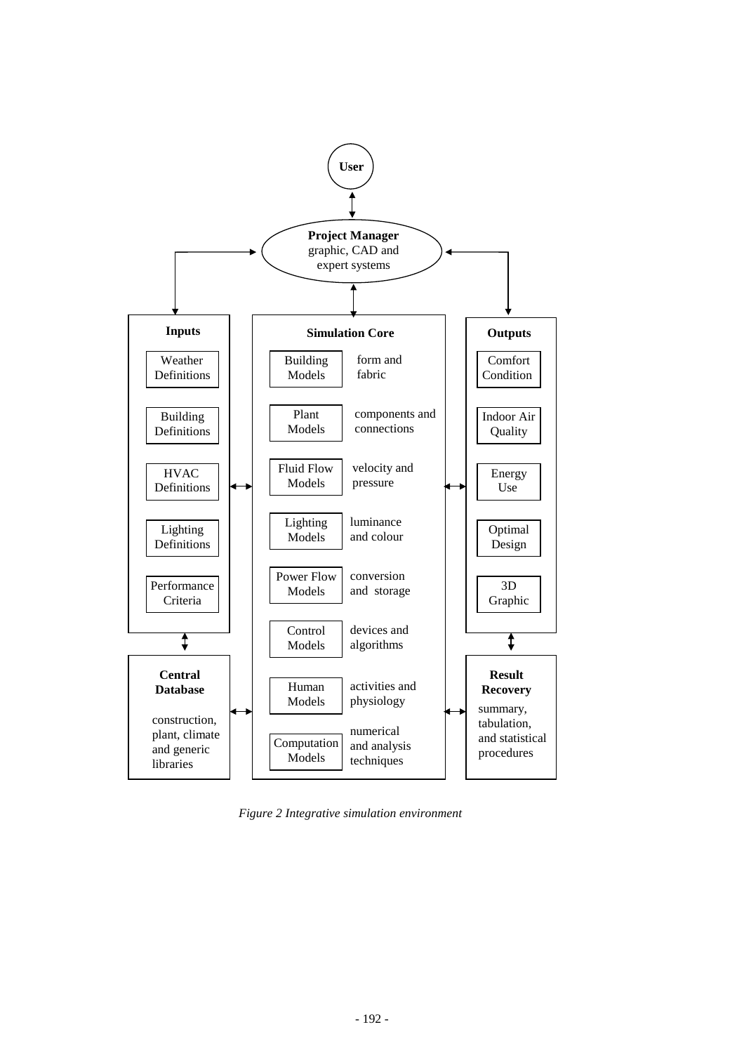**User**

**Project Manager**
graphic, CAD and expert systems

**Inputs**

- Weather Definitions
- Building Definitions
- HVAC Definitions
- Lighting Definitions
- Performance Criteria

**Simulation Core**

| Models | Description |
| --- | --- |
| Building Models | form and fabric |
| Plant Models | components and connections |
| Fluid Flow Models | velocity and pressure |
| Lighting Models | luminance and colour |
| Power Flow Models | conversion and storage |
| Control Models | devices and algorithms |
| Human Models | activities and physiology |
| Computation Models | numerical and analysis techniques |

**Outputs**

- Comfort Condition
- Indoor Air Quality
- Energy Use
- Optimal Design
- 3D Graphic

**Central Database**

construction, plant, climate and generic libraries

**Result Recovery**

summary, tabulation, and statistical procedures

*Figure 2 Integrative simulation environment*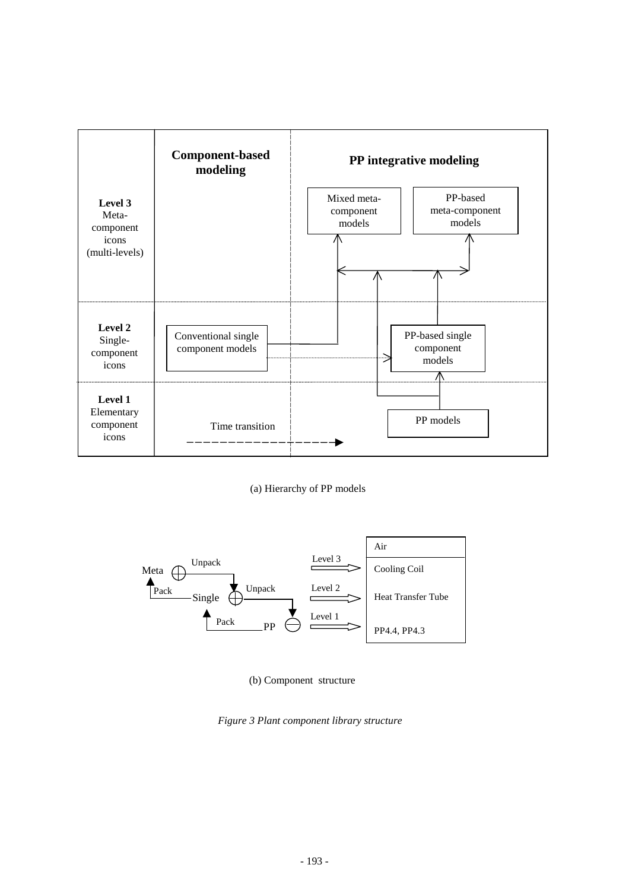| | Component-based modeling | PP integrative modeling |
|---|---|---|
| **Level 3** Meta-component icons (multi-levels) | | Mixed meta-component models; PP-based meta-component models |
| **Level 2** Single-component icons | Conventional single component models | PP-based single component models |
| **Level 1** Elementary component icons | Time transition | PP models |

(a) Hierarchy of PP models

| Level | Air |
|---|---|
| Level 3 | Cooling Coil |
| Level 2 | Heat Transfer Tube |
| Level 1 | PP4.4, PP4.3 |

Meta —Unpack→ Single —Unpack→ PP; PP —Pack→ Single —Pack→ Meta

(b) Component structure

*Figure 3 Plant component library structure*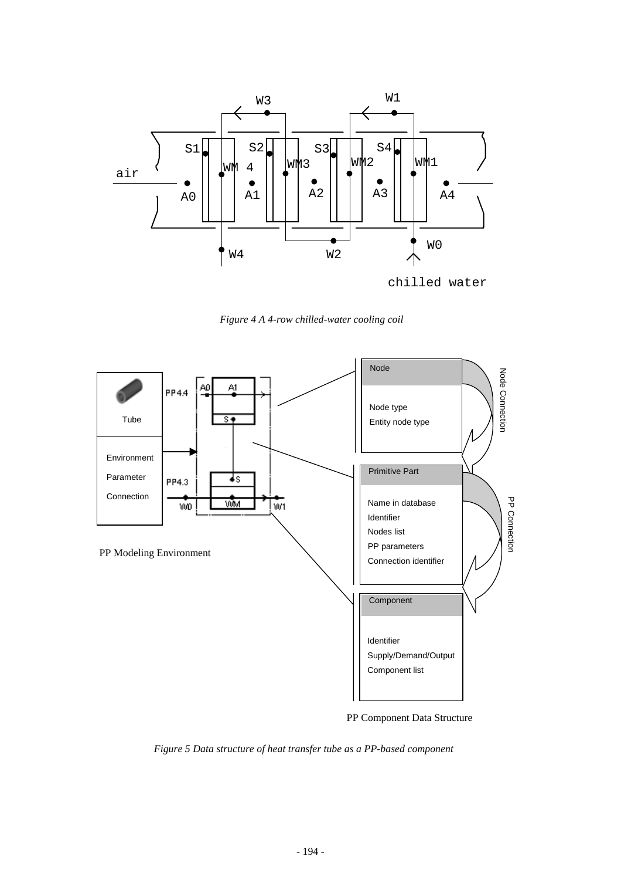W3

W1

S1

S2

S3

S4

WM 4

WM3

WM2

WM1

air

A0

A1

A2

A3

A4

W4

W2

W0

chilled water

*Figure 4 A 4-row chilled-water cooling coil*

Tube

PP4.4

A0

A1

S

Environment

Parameter

Connection

PP4.3

S

W0

WM

W1

PP Modeling Environment

Node

Node type

Entity node type

Node Connection

Primitive Part

Name in database

Identifier

Nodes list

PP parameters

Connection identifier

PP Connection

Component

Identifier

Supply/Demand/Output

Component list

PP Component Data Structure

*Figure 5 Data structure of heat transfer tube as a PP-based component*